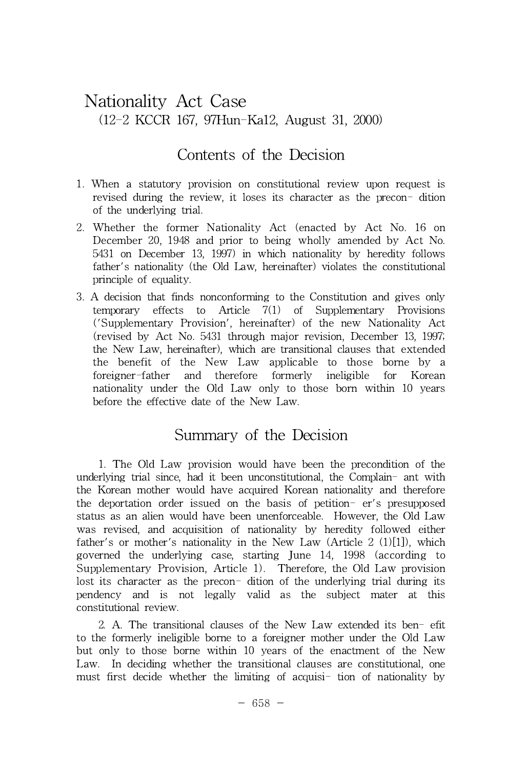# Nationality Act Case

(12-2 KCCR 167, 97Hun-Ka12, August 31, 2000)

## Contents of the Decision

1. When a statutory provision on constitutional review upon request is revised during the review, it loses its character as the precon- dition of the underlying trial.
2. Whether the former Nationality Act (enacted by Act No. 16 on December 20, 1948 and prior to being wholly amended by Act No. 5431 on December 13, 1997) in which nationality by heredity follows father's nationality (the Old Law, hereinafter) violates the constitutional principle of equality.
3. A decision that finds nonconforming to the Constitution and gives only temporary effects to Article 7(1) of Supplementary Provisions ('Supplementary Provision', hereinafter) of the new Nationality Act (revised by Act No. 5431 through major revision, December 13, 1997; the New Law, hereinafter), which are transitional clauses that extended the benefit of the New Law applicable to those borne by a foreigner-father and therefore formerly ineligible for Korean nationality under the Old Law only to those born within 10 years before the effective date of the New Law.

## Summary of the Decision

1. The Old Law provision would have been the precondition of the underlying trial since, had it been unconstitutional, the Complain- ant with the Korean mother would have acquired Korean nationality and therefore the deportation order issued on the basis of petition- er's presupposed status as an alien would have been unenforceable. However, the Old Law was revised, and acquisition of nationality by heredity followed either father's or mother's nationality in the New Law (Article 2 (1)[1]), which governed the underlying case, starting June 14, 1998 (according to Supplementary Provision, Article 1). Therefore, the Old Law provision lost its character as the precon- dition of the underlying trial during its pendency and is not legally valid as the subject mater at this constitutional review.

2. A. The transitional clauses of the New Law extended its ben- efit to the formerly ineligible borne to a foreigner mother under the Old Law but only to those borne within 10 years of the enactment of the New Law. In deciding whether the transitional clauses are constitutional, one must first decide whether the limiting of acquisi- tion of nationality by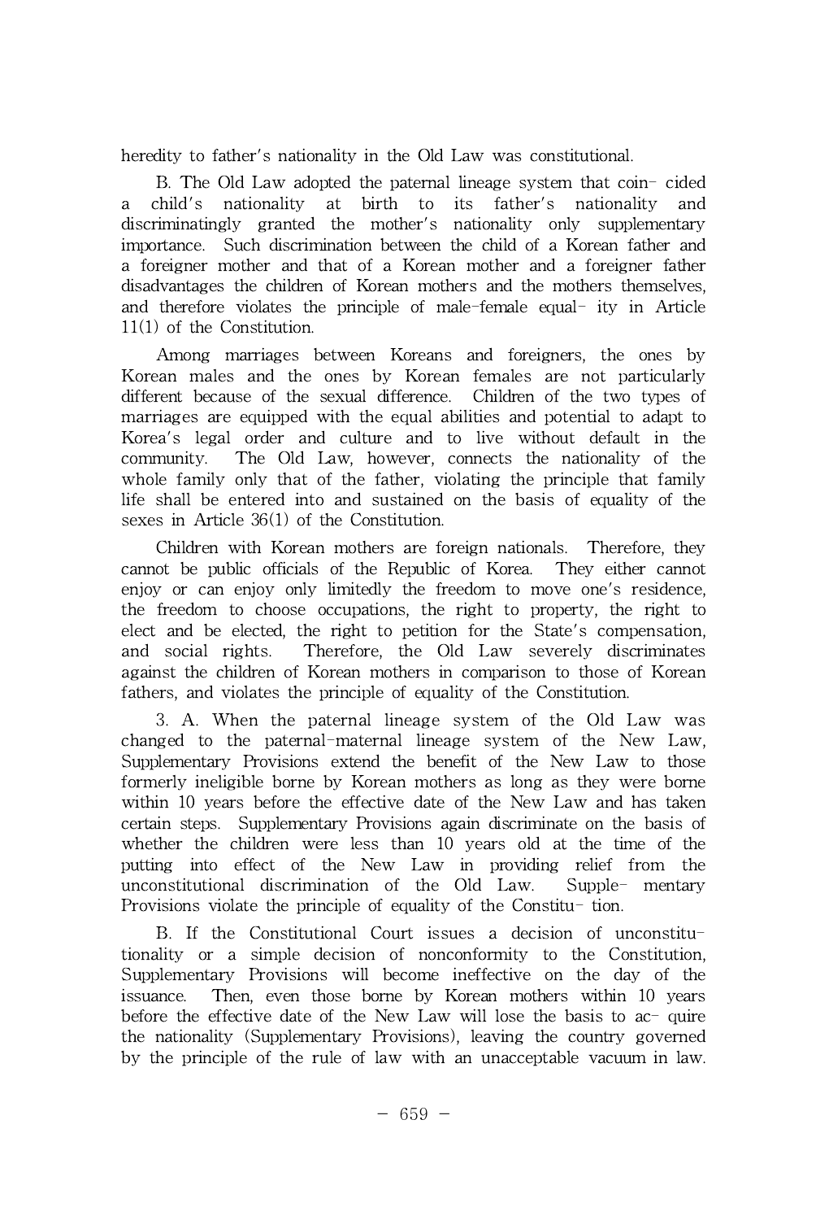heredity to father's nationality in the Old Law was constitutional.

B. The Old Law adopted the paternal lineage system that coincided a child's nationality at birth to its father's nationality and discriminatingly granted the mother's nationality only supplementary importance. Such discrimination between the child of a Korean father and a foreigner mother and that of a Korean mother and a foreigner father disadvantages the children of Korean mothers and the mothers themselves, and therefore violates the principle of male-female equality in Article 11(1) of the Constitution.

Among marriages between Koreans and foreigners, the ones by Korean males and the ones by Korean females are not particularly different because of the sexual difference. Children of the two types of marriages are equipped with the equal abilities and potential to adapt to Korea's legal order and culture and to live without default in the community. The Old Law, however, connects the nationality of the whole family only that of the father, violating the principle that family life shall be entered into and sustained on the basis of equality of the sexes in Article 36(1) of the Constitution.

Children with Korean mothers are foreign nationals. Therefore, they cannot be public officials of the Republic of Korea. They either cannot enjoy or can enjoy only limitedly the freedom to move one's residence, the freedom to choose occupations, the right to property, the right to elect and be elected, the right to petition for the State's compensation, and social rights. Therefore, the Old Law severely discriminates against the children of Korean mothers in comparison to those of Korean fathers, and violates the principle of equality of the Constitution.

3. A. When the paternal lineage system of the Old Law was changed to the paternal-maternal lineage system of the New Law, Supplementary Provisions extend the benefit of the New Law to those formerly ineligible borne by Korean mothers as long as they were borne within 10 years before the effective date of the New Law and has taken certain steps. Supplementary Provisions again discriminate on the basis of whether the children were less than 10 years old at the time of the putting into effect of the New Law in providing relief from the unconstitutional discrimination of the Old Law. Supplementary Provisions violate the principle of equality of the Constitution.

B. If the Constitutional Court issues a decision of unconstitutionality or a simple decision of nonconformity to the Constitution, Supplementary Provisions will become ineffective on the day of the issuance. Then, even those borne by Korean mothers within 10 years before the effective date of the New Law will lose the basis to acquire the nationality (Supplementary Provisions), leaving the country governed by the principle of the rule of law with an unacceptable vacuum in law.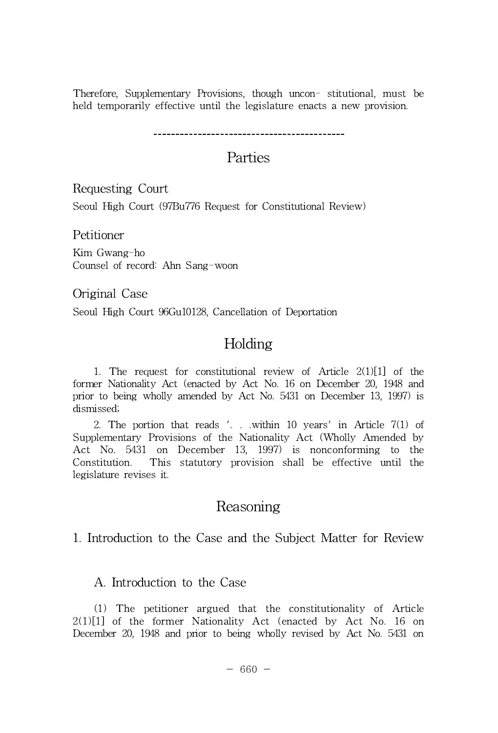Therefore, Supplementary Provisions, though uncon- stitutional, must be held temporarily effective until the legislature enacts a new provision.

------------------------------------------

# Parties

## Requesting Court

Seoul High Court (97Bu776 Request for Constitutional Review)

## Petitioner

Kim Gwang-ho
Counsel of record: Ahn Sang-woon

## Original Case

Seoul High Court 96Gu10128, Cancellation of Deportation

# Holding

1. The request for constitutional review of Article 2(1)[1] of the former Nationality Act (enacted by Act No. 16 on December 20, 1948 and prior to being wholly amended by Act No. 5431 on December 13, 1997) is dismissed;

2. The portion that reads '. . .within 10 years' in Article 7(1) of Supplementary Provisions of the Nationality Act (Wholly Amended by Act No. 5431 on December 13, 1997) is nonconforming to the Constitution. This statutory provision shall be effective until the legislature revises it.

# Reasoning

## 1. Introduction to the Case and the Subject Matter for Review

### A. Introduction to the Case

(1) The petitioner argued that the constitutionality of Article 2(1)[1] of the former Nationality Act (enacted by Act No. 16 on December 20, 1948 and prior to being wholly revised by Act No. 5431 on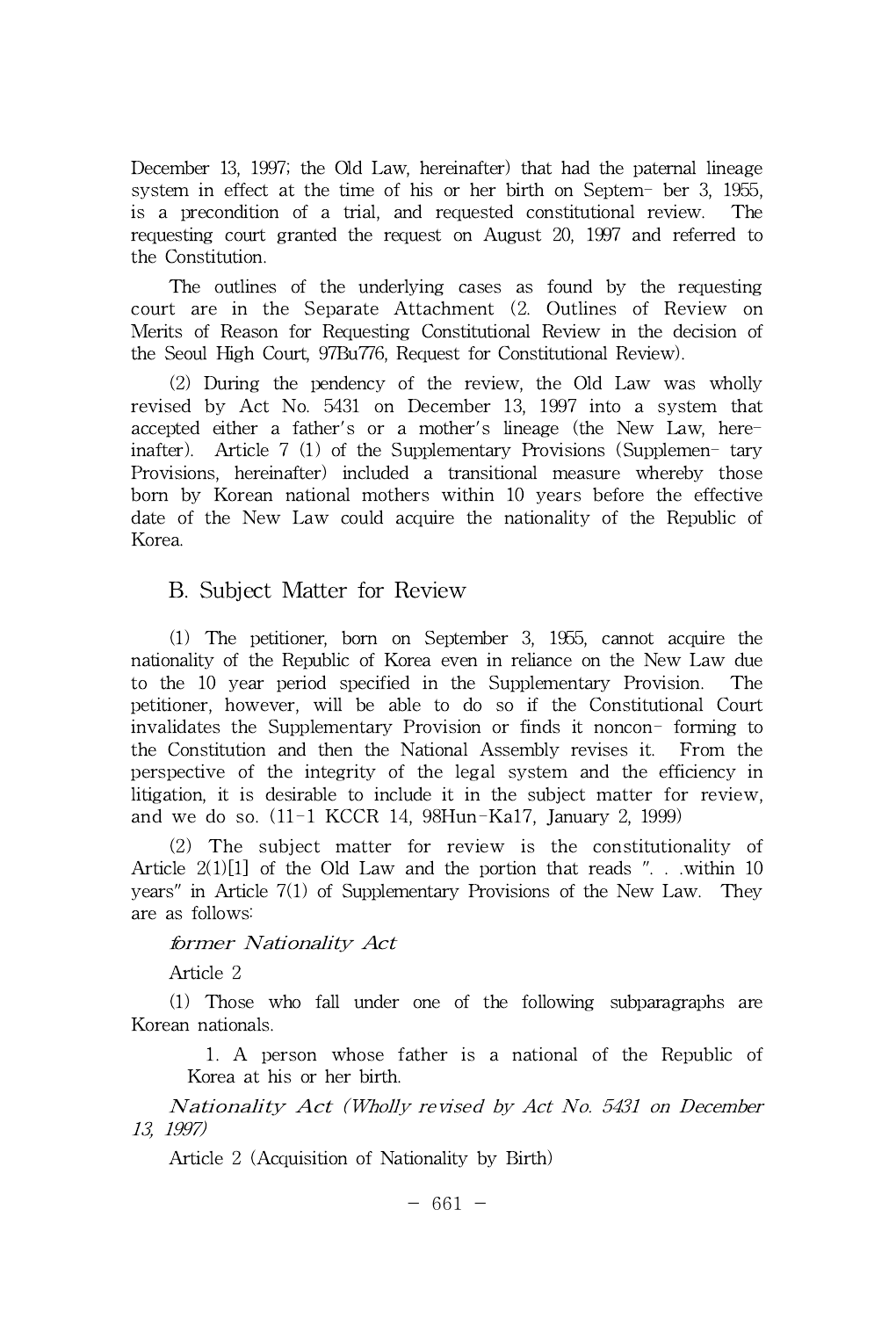December 13, 1997; the Old Law, hereinafter) that had the paternal lineage system in effect at the time of his or her birth on Septem- ber 3, 1955, is a precondition of a trial, and requested constitutional review. The requesting court granted the request on August 20, 1997 and referred to the Constitution.

The outlines of the underlying cases as found by the requesting court are in the Separate Attachment (2. Outlines of Review on Merits of Reason for Requesting Constitutional Review in the decision of the Seoul High Court, 97Bu776, Request for Constitutional Review).

(2) During the pendency of the review, the Old Law was wholly revised by Act No. 5431 on December 13, 1997 into a system that accepted either a father's or a mother's lineage (the New Law, here- inafter). Article 7 (1) of the Supplementary Provisions (Supplemen- tary Provisions, hereinafter) included a transitional measure whereby those born by Korean national mothers within 10 years before the effective date of the New Law could acquire the nationality of the Republic of Korea.

## B. Subject Matter for Review

(1) The petitioner, born on September 3, 1955, cannot acquire the nationality of the Republic of Korea even in reliance on the New Law due to the 10 year period specified in the Supplementary Provision. The petitioner, however, will be able to do so if the Constitutional Court invalidates the Supplementary Provision or finds it noncon- forming to the Constitution and then the National Assembly revises it. From the perspective of the integrity of the legal system and the efficiency in litigation, it is desirable to include it in the subject matter for review, and we do so. (11-1 KCCR 14, 98Hun-Ka17, January 2, 1999)

(2) The subject matter for review is the constitutionality of Article 2(1)[1] of the Old Law and the portion that reads ". . .within 10 years" in Article 7(1) of Supplementary Provisions of the New Law. They are as follows:

*former Nationality Act*

Article 2

(1) Those who fall under one of the following subparagraphs are Korean nationals.

1. A person whose father is a national of the Republic of Korea at his or her birth.

*Nationality Act (Wholly revised by Act No. 5431 on December 13, 1997)*

Article 2 (Acquisition of Nationality by Birth)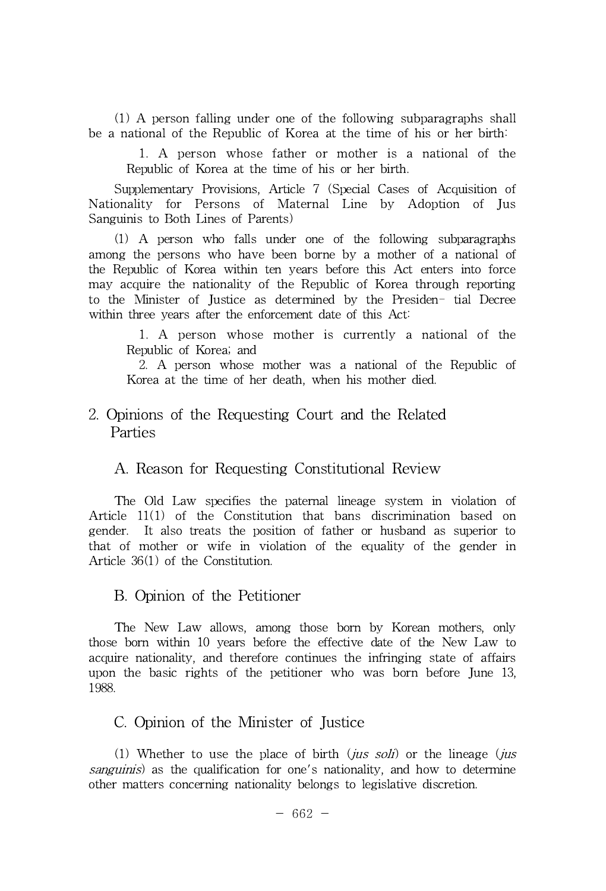(1) A person falling under one of the following subparagraphs shall be a national of the Republic of Korea at the time of his or her birth:

1. A person whose father or mother is a national of the Republic of Korea at the time of his or her birth.

Supplementary Provisions, Article 7 (Special Cases of Acquisition of Nationality for Persons of Maternal Line by Adoption of Jus Sanguinis to Both Lines of Parents)

(1) A person who falls under one of the following subparagraphs among the persons who have been borne by a mother of a national of the Republic of Korea within ten years before this Act enters into force may acquire the nationality of the Republic of Korea through reporting to the Minister of Justice as determined by the Presiden- tial Decree within three years after the enforcement date of this Act:

1. A person whose mother is currently a national of the Republic of Korea; and
2. A person whose mother was a national of the Republic of Korea at the time of her death, when his mother died.

## 2. Opinions of the Requesting Court and the Related Parties

### A. Reason for Requesting Constitutional Review

The Old Law specifies the paternal lineage system in violation of Article 11(1) of the Constitution that bans discrimination based on gender. It also treats the position of father or husband as superior to that of mother or wife in violation of the equality of the gender in Article 36(1) of the Constitution.

### B. Opinion of the Petitioner

The New Law allows, among those born by Korean mothers, only those born within 10 years before the effective date of the New Law to acquire nationality, and therefore continues the infringing state of affairs upon the basic rights of the petitioner who was born before June 13, 1988.

### C. Opinion of the Minister of Justice

(1) Whether to use the place of birth (*jus soli*) or the lineage (*jus sanguinis*) as the qualification for one's nationality, and how to determine other matters concerning nationality belongs to legislative discretion.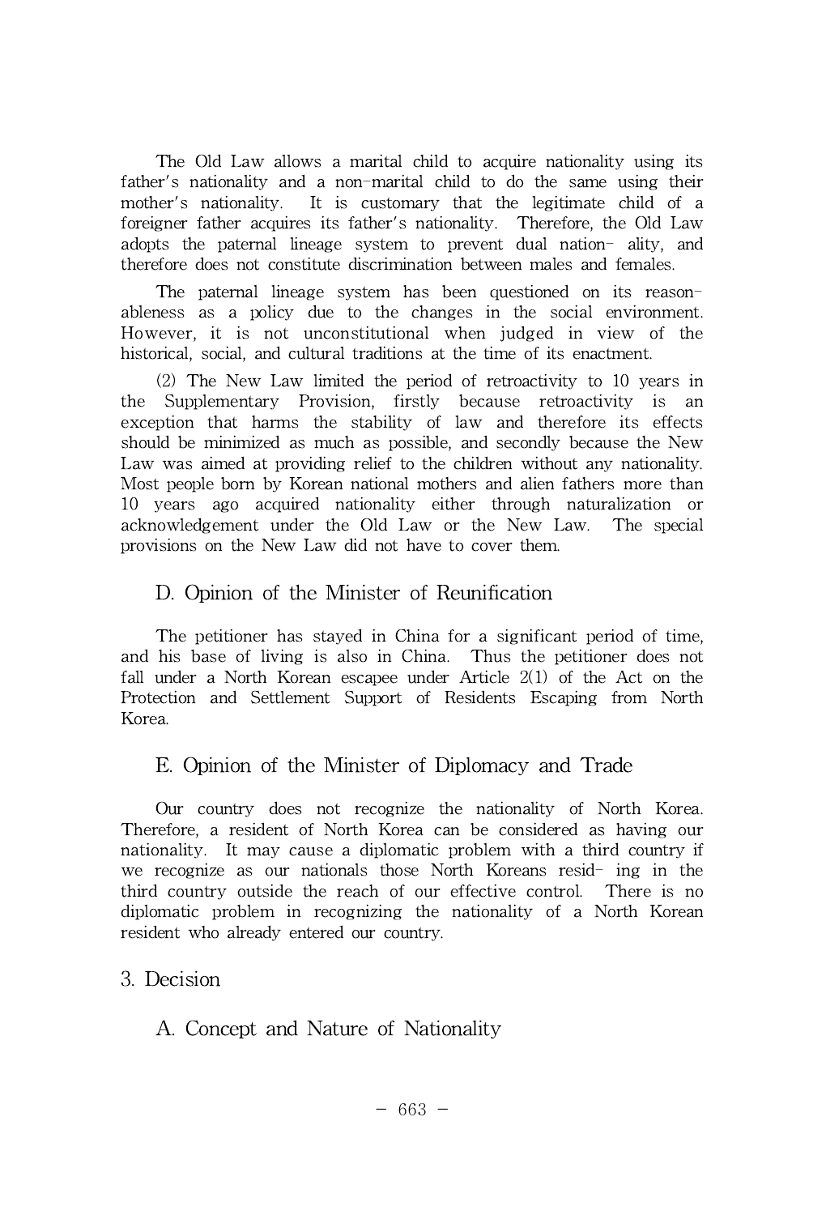The Old Law allows a marital child to acquire nationality using its father's nationality and a non-marital child to do the same using their mother's nationality. It is customary that the legitimate child of a foreigner father acquires its father's nationality. Therefore, the Old Law adopts the paternal lineage system to prevent dual nationality, and therefore does not constitute discrimination between males and females.

The paternal lineage system has been questioned on its reasonableness as a policy due to the changes in the social environment. However, it is not unconstitutional when judged in view of the historical, social, and cultural traditions at the time of its enactment.

(2) The New Law limited the period of retroactivity to 10 years in the Supplementary Provision, firstly because retroactivity is an exception that harms the stability of law and therefore its effects should be minimized as much as possible, and secondly because the New Law was aimed at providing relief to the children without any nationality. Most people born by Korean national mothers and alien fathers more than 10 years ago acquired nationality either through naturalization or acknowledgement under the Old Law or the New Law. The special provisions on the New Law did not have to cover them.

### D. Opinion of the Minister of Reunification

The petitioner has stayed in China for a significant period of time, and his base of living is also in China. Thus the petitioner does not fall under a North Korean escapee under Article 2(1) of the Act on the Protection and Settlement Support of Residents Escaping from North Korea.

### E. Opinion of the Minister of Diplomacy and Trade

Our country does not recognize the nationality of North Korea. Therefore, a resident of North Korea can be considered as having our nationality. It may cause a diplomatic problem with a third country if we recognize as our nationals those North Koreans residing in the third country outside the reach of our effective control. There is no diplomatic problem in recognizing the nationality of a North Korean resident who already entered our country.

## 3. Decision

### A. Concept and Nature of Nationality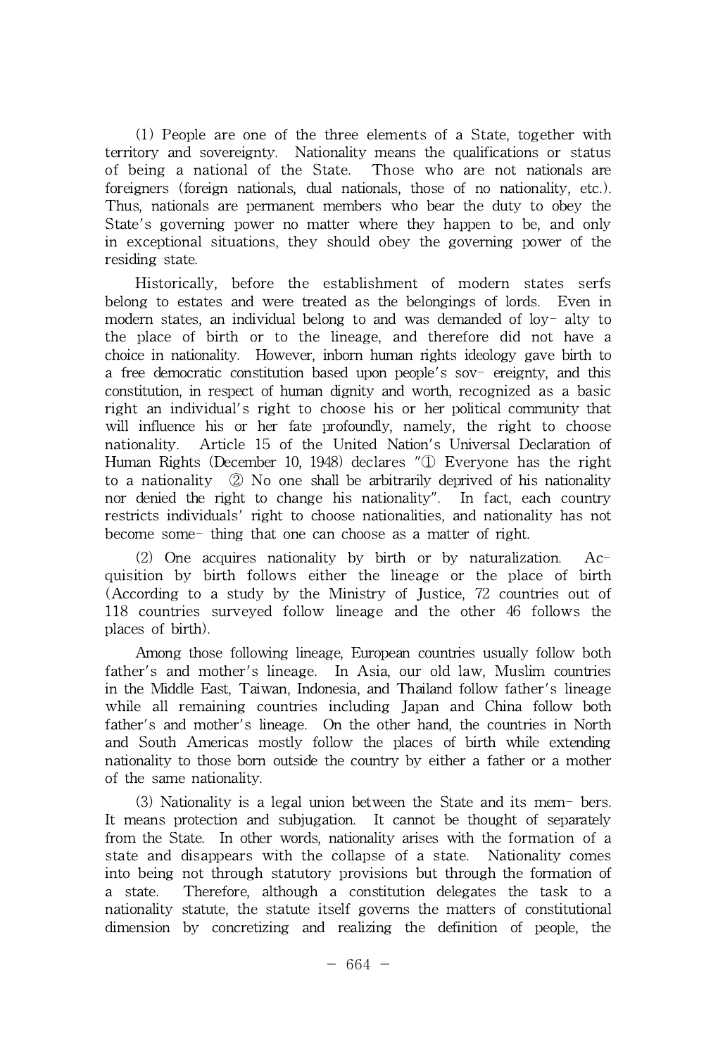(1) People are one of the three elements of a State, together with territory and sovereignty. Nationality means the qualifications or status of being a national of the State. Those who are not nationals are foreigners (foreign nationals, dual nationals, those of no nationality, etc.). Thus, nationals are permanent members who bear the duty to obey the State's governing power no matter where they happen to be, and only in exceptional situations, they should obey the governing power of the residing state.

Historically, before the establishment of modern states serfs belong to estates and were treated as the belongings of lords. Even in modern states, an individual belong to and was demanded of loy- alty to the place of birth or to the lineage, and therefore did not have a choice in nationality. However, inborn human rights ideology gave birth to a free democratic constitution based upon people's sov- ereignty, and this constitution, in respect of human dignity and worth, recognized as a basic right an individual's right to choose his or her political community that will influence his or her fate profoundly, namely, the right to choose nationality. Article 15 of the United Nation's Universal Declaration of Human Rights (December 10, 1948) declares "① Everyone has the right to a nationality ② No one shall be arbitrarily deprived of his nationality nor denied the right to change his nationality". In fact, each country restricts individuals' right to choose nationalities, and nationality has not become some- thing that one can choose as a matter of right.

(2) One acquires nationality by birth or by naturalization. Ac- quisition by birth follows either the lineage or the place of birth (According to a study by the Ministry of Justice, 72 countries out of 118 countries surveyed follow lineage and the other 46 follows the places of birth).

Among those following lineage, European countries usually follow both father's and mother's lineage. In Asia, our old law, Muslim countries in the Middle East, Taiwan, Indonesia, and Thailand follow father's lineage while all remaining countries including Japan and China follow both father's and mother's lineage. On the other hand, the countries in North and South Americas mostly follow the places of birth while extending nationality to those born outside the country by either a father or a mother of the same nationality.

(3) Nationality is a legal union between the State and its mem- bers. It means protection and subjugation. It cannot be thought of separately from the State. In other words, nationality arises with the formation of a state and disappears with the collapse of a state. Nationality comes into being not through statutory provisions but through the formation of a state. Therefore, although a constitution delegates the task to a nationality statute, the statute itself governs the matters of constitutional dimension by concretizing and realizing the definition of people, the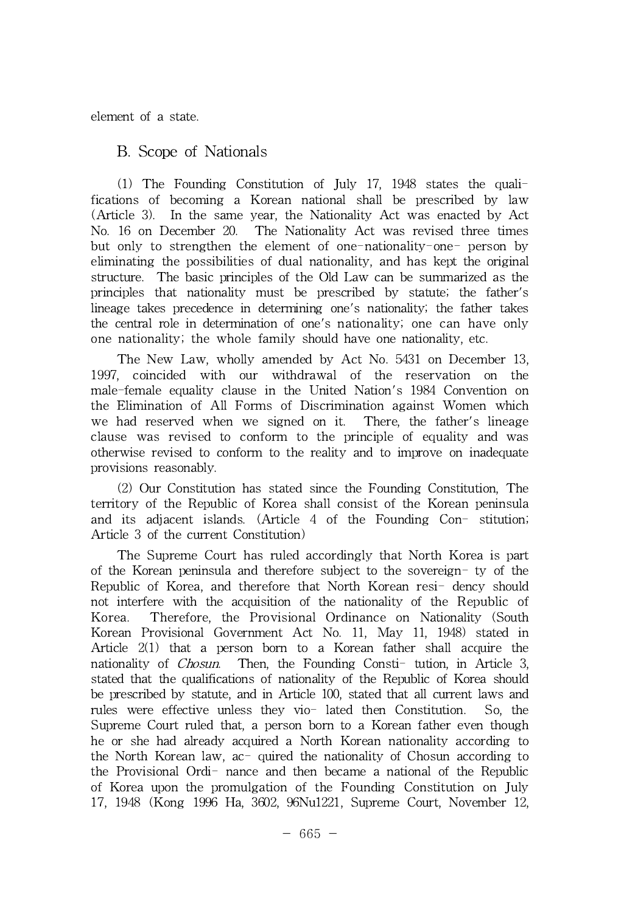element of a state.

## B. Scope of Nationals

(1) The Founding Constitution of July 17, 1948 states the qualifications of becoming a Korean national shall be prescribed by law (Article 3). In the same year, the Nationality Act was enacted by Act No. 16 on December 20. The Nationality Act was revised three times but only to strengthen the element of one-nationality-one- person by eliminating the possibilities of dual nationality, and has kept the original structure. The basic principles of the Old Law can be summarized as the principles that nationality must be prescribed by statute; the father's lineage takes precedence in determining one's nationality; the father takes the central role in determination of one's nationality; one can have only one nationality; the whole family should have one nationality, etc.

The New Law, wholly amended by Act No. 5431 on December 13, 1997, coincided with our withdrawal of the reservation on the male-female equality clause in the United Nation's 1984 Convention on the Elimination of All Forms of Discrimination against Women which we had reserved when we signed on it. There, the father's lineage clause was revised to conform to the principle of equality and was otherwise revised to conform to the reality and to improve on inadequate provisions reasonably.

(2) Our Constitution has stated since the Founding Constitution, The territory of the Republic of Korea shall consist of the Korean peninsula and its adjacent islands. (Article 4 of the Founding Con- stitution; Article 3 of the current Constitution)

The Supreme Court has ruled accordingly that North Korea is part of the Korean peninsula and therefore subject to the sovereign- ty of the Republic of Korea, and therefore that North Korean resi- dency should not interfere with the acquisition of the nationality of the Republic of Korea. Therefore, the Provisional Ordinance on Nationality (South Korean Provisional Government Act No. 11, May 11, 1948) stated in Article 2(1) that a person born to a Korean father shall acquire the nationality of *Chosun*. Then, the Founding Consti- tution, in Article 3, stated that the qualifications of nationality of the Republic of Korea should be prescribed by statute, and in Article 100, stated that all current laws and rules were effective unless they vio- lated then Constitution. So, the Supreme Court ruled that, a person born to a Korean father even though he or she had already acquired a North Korean nationality according to the North Korean law, ac- quired the nationality of Chosun according to the Provisional Ordi- nance and then became a national of the Republic of Korea upon the promulgation of the Founding Constitution on July 17, 1948 (Kong 1996 Ha, 3602, 96Nu1221, Supreme Court, November 12,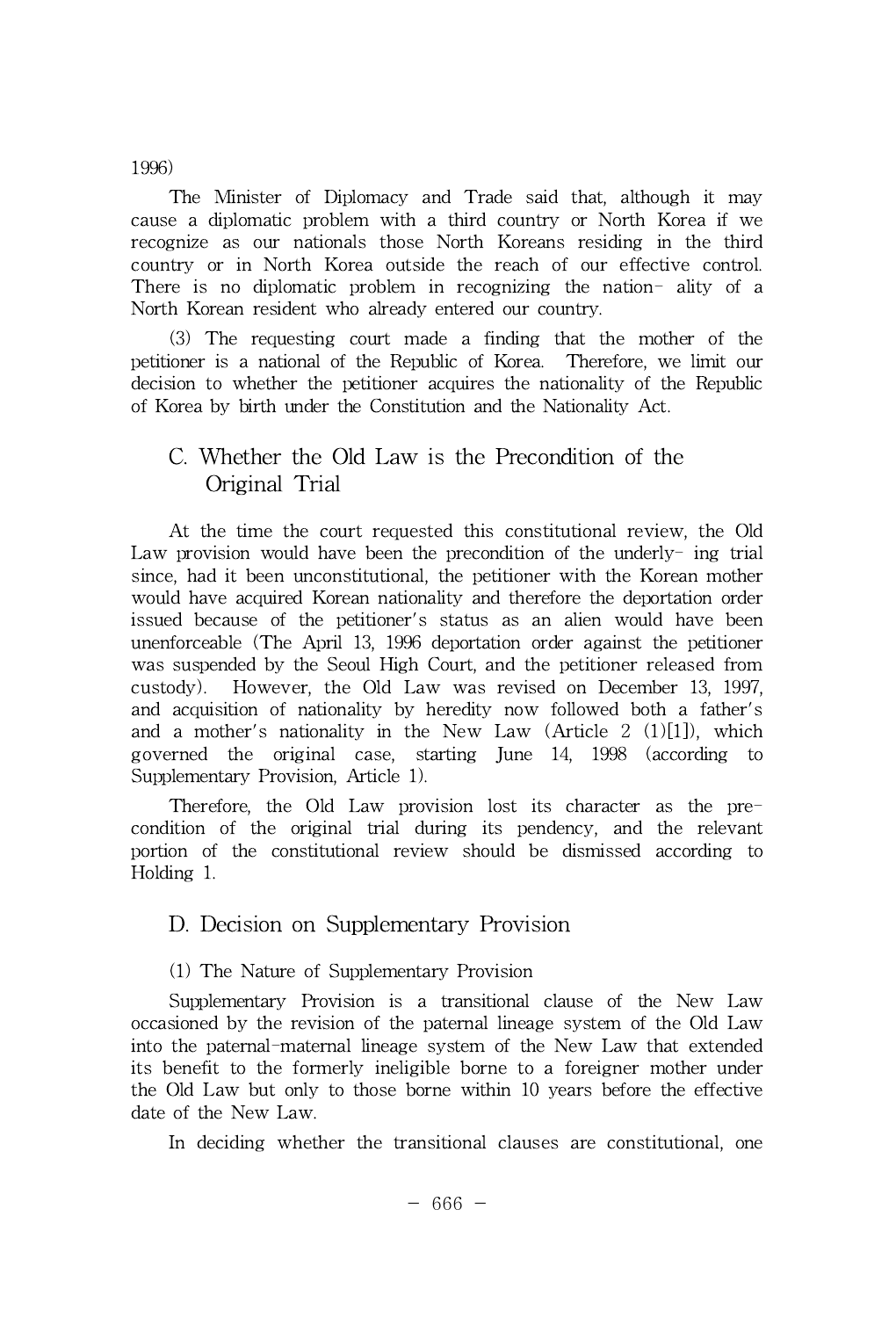1996)

The Minister of Diplomacy and Trade said that, although it may cause a diplomatic problem with a third country or North Korea if we recognize as our nationals those North Koreans residing in the third country or in North Korea outside the reach of our effective control. There is no diplomatic problem in recognizing the nation- ality of a North Korean resident who already entered our country.

(3) The requesting court made a finding that the mother of the petitioner is a national of the Republic of Korea. Therefore, we limit our decision to whether the petitioner acquires the nationality of the Republic of Korea by birth under the Constitution and the Nationality Act.

## C. Whether the Old Law is the Precondition of the Original Trial

At the time the court requested this constitutional review, the Old Law provision would have been the precondition of the underly- ing trial since, had it been unconstitutional, the petitioner with the Korean mother would have acquired Korean nationality and therefore the deportation order issued because of the petitioner's status as an alien would have been unenforceable (The April 13, 1996 deportation order against the petitioner was suspended by the Seoul High Court, and the petitioner released from custody). However, the Old Law was revised on December 13, 1997, and acquisition of nationality by heredity now followed both a father's and a mother's nationality in the New Law (Article 2 (1)[1]), which governed the original case, starting June 14, 1998 (according to Supplementary Provision, Article 1).

Therefore, the Old Law provision lost its character as the pre-condition of the original trial during its pendency, and the relevant portion of the constitutional review should be dismissed according to Holding 1.

## D. Decision on Supplementary Provision

(1) The Nature of Supplementary Provision

Supplementary Provision is a transitional clause of the New Law occasioned by the revision of the paternal lineage system of the Old Law into the paternal-maternal lineage system of the New Law that extended its benefit to the formerly ineligible borne to a foreigner mother under the Old Law but only to those borne within 10 years before the effective date of the New Law.

In deciding whether the transitional clauses are constitutional, one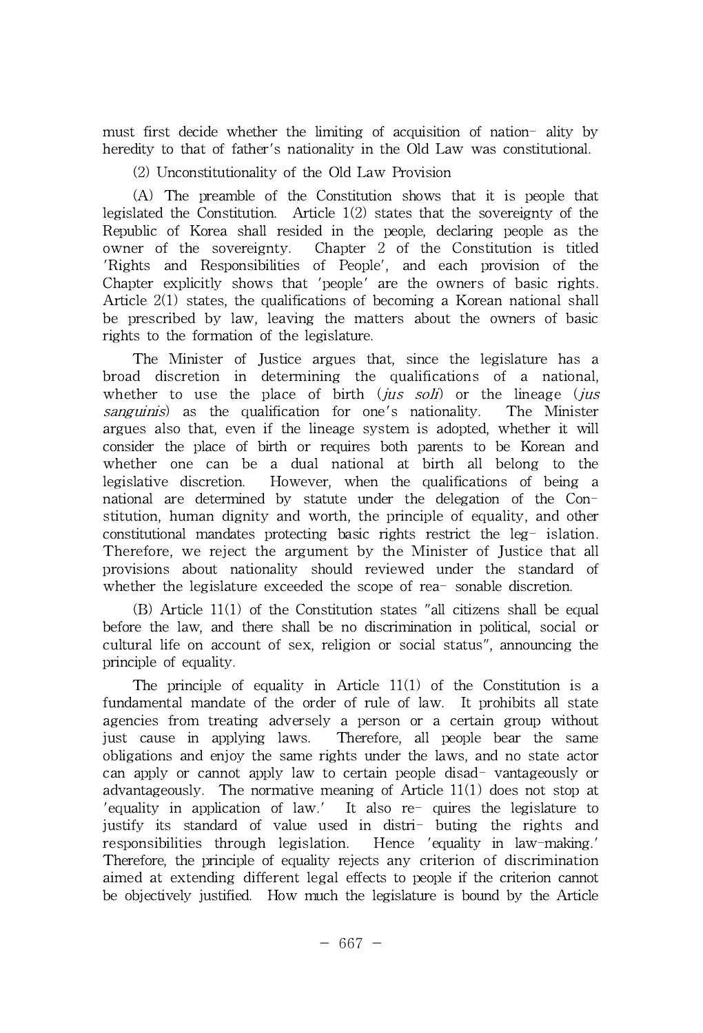must first decide whether the limiting of acquisition of nation- ality by heredity to that of father's nationality in the Old Law was constitutional.

(2) Unconstitutionality of the Old Law Provision

(A) The preamble of the Constitution shows that it is people that legislated the Constitution. Article 1(2) states that the sovereignty of the Republic of Korea shall resided in the people, declaring people as the owner of the sovereignty. Chapter 2 of the Constitution is titled 'Rights and Responsibilities of People', and each provision of the Chapter explicitly shows that 'people' are the owners of basic rights. Article 2(1) states, the qualifications of becoming a Korean national shall be prescribed by law, leaving the matters about the owners of basic rights to the formation of the legislature.

The Minister of Justice argues that, since the legislature has a broad discretion in determining the qualifications of a national, whether to use the place of birth (*jus soli*) or the lineage (*jus sanguinis*) as the qualification for one's nationality. The Minister argues also that, even if the lineage system is adopted, whether it will consider the place of birth or requires both parents to be Korean and whether one can be a dual national at birth all belong to the legislative discretion. However, when the qualifications of being a national are determined by statute under the delegation of the Con- stitution, human dignity and worth, the principle of equality, and other constitutional mandates protecting basic rights restrict the leg- islation. Therefore, we reject the argument by the Minister of Justice that all provisions about nationality should reviewed under the standard of whether the legislature exceeded the scope of rea- sonable discretion.

(B) Article 11(1) of the Constitution states "all citizens shall be equal before the law, and there shall be no discrimination in political, social or cultural life on account of sex, religion or social status", announcing the principle of equality.

The principle of equality in Article 11(1) of the Constitution is a fundamental mandate of the order of rule of law. It prohibits all state agencies from treating adversely a person or a certain group without just cause in applying laws. Therefore, all people bear the same obligations and enjoy the same rights under the laws, and no state actor can apply or cannot apply law to certain people disad- vantageously or advantageously. The normative meaning of Article 11(1) does not stop at 'equality in application of law.' It also re- quires the legislature to justify its standard of value used in distri- buting the rights and responsibilities through legislation. Hence 'equality in law-making.' Therefore, the principle of equality rejects any criterion of discrimination aimed at extending different legal effects to people if the criterion cannot be objectively justified. How much the legislature is bound by the Article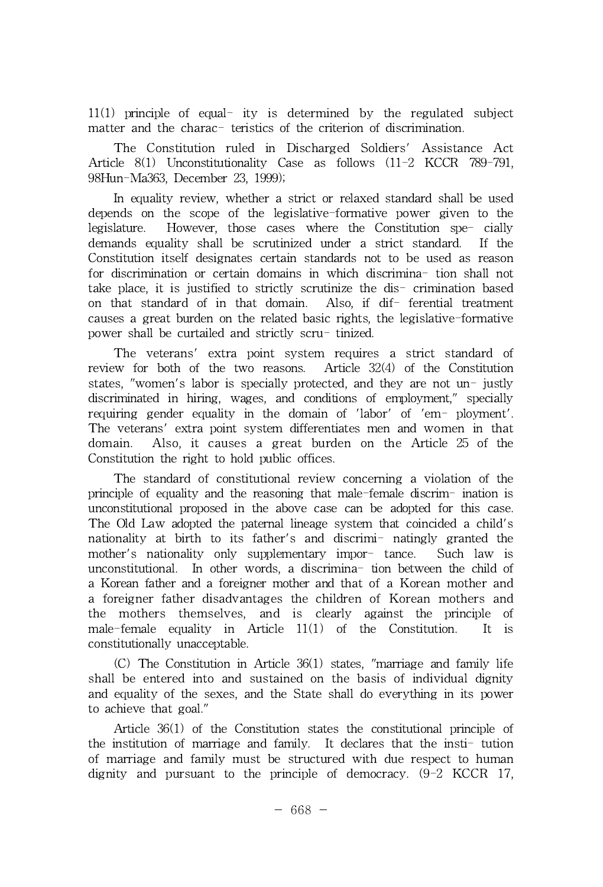11(1) principle of equal- ity is determined by the regulated subject matter and the charac- teristics of the criterion of discrimination.

The Constitution ruled in Discharged Soldiers' Assistance Act Article 8(1) Unconstitutionality Case as follows (11-2 KCCR 789-791, 98Hun-Ma363, December 23, 1999);

In equality review, whether a strict or relaxed standard shall be used depends on the scope of the legislative-formative power given to the legislature. However, those cases where the Constitution spe- cially demands equality shall be scrutinized under a strict standard. If the Constitution itself designates certain standards not to be used as reason for discrimination or certain domains in which discrimina- tion shall not take place, it is justified to strictly scrutinize the dis- crimination based on that standard of in that domain. Also, if dif- ferential treatment causes a great burden on the related basic rights, the legislative-formative power shall be curtailed and strictly scru- tinized.

The veterans' extra point system requires a strict standard of review for both of the two reasons. Article 32(4) of the Constitution states, "women's labor is specially protected, and they are not un- justly discriminated in hiring, wages, and conditions of employment," specially requiring gender equality in the domain of 'labor' of 'em- ployment'. The veterans' extra point system differentiates men and women in that domain. Also, it causes a great burden on the Article 25 of the Constitution the right to hold public offices.

The standard of constitutional review concerning a violation of the principle of equality and the reasoning that male-female discrim- ination is unconstitutional proposed in the above case can be adopted for this case. The Old Law adopted the paternal lineage system that coincided a child's nationality at birth to its father's and discrimi- natingly granted the mother's nationality only supplementary impor- tance. Such law is unconstitutional. In other words, a discrimina- tion between the child of a Korean father and a foreigner mother and that of a Korean mother and a foreigner father disadvantages the children of Korean mothers and the mothers themselves, and is clearly against the principle of male-female equality in Article 11(1) of the Constitution. It is constitutionally unacceptable.

(C) The Constitution in Article 36(1) states, "marriage and family life shall be entered into and sustained on the basis of individual dignity and equality of the sexes, and the State shall do everything in its power to achieve that goal."

Article 36(1) of the Constitution states the constitutional principle of the institution of marriage and family. It declares that the insti- tution of marriage and family must be structured with due respect to human dignity and pursuant to the principle of democracy. (9-2 KCCR 17,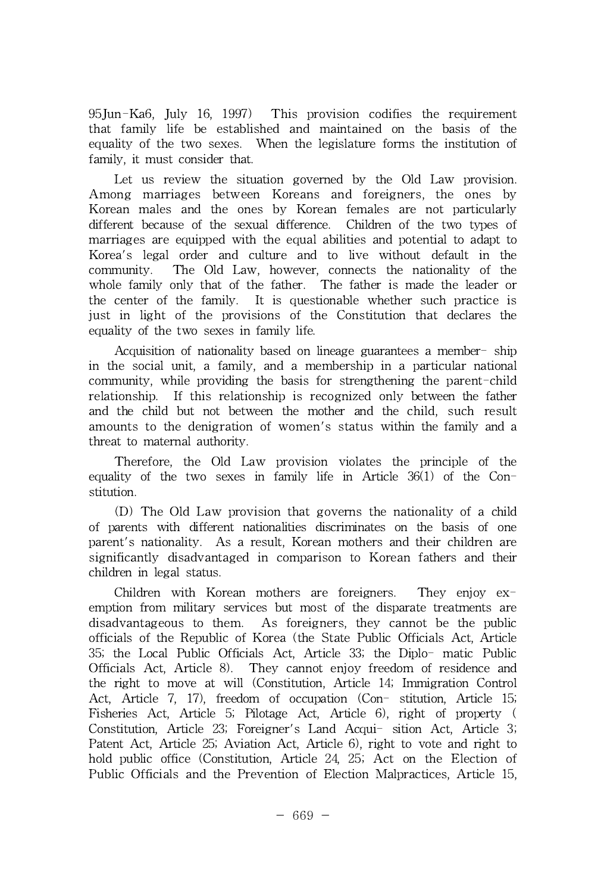95Jun-Ka6, July 16, 1997) This provision codifies the requirement that family life be established and maintained on the basis of the equality of the two sexes. When the legislature forms the institution of family, it must consider that.

Let us review the situation governed by the Old Law provision. Among marriages between Koreans and foreigners, the ones by Korean males and the ones by Korean females are not particularly different because of the sexual difference. Children of the two types of marriages are equipped with the equal abilities and potential to adapt to Korea's legal order and culture and to live without default in the community. The Old Law, however, connects the nationality of the whole family only that of the father. The father is made the leader or the center of the family. It is questionable whether such practice is just in light of the provisions of the Constitution that declares the equality of the two sexes in family life.

Acquisition of nationality based on lineage guarantees a member- ship in the social unit, a family, and a membership in a particular national community, while providing the basis for strengthening the parent-child relationship. If this relationship is recognized only between the father and the child but not between the mother and the child, such result amounts to the denigration of women's status within the family and a threat to maternal authority.

Therefore, the Old Law provision violates the principle of the equality of the two sexes in family life in Article 36(1) of the Con- stitution.

(D) The Old Law provision that governs the nationality of a child of parents with different nationalities discriminates on the basis of one parent's nationality. As a result, Korean mothers and their children are significantly disadvantaged in comparison to Korean fathers and their children in legal status.

Children with Korean mothers are foreigners. They enjoy ex- emption from military services but most of the disparate treatments are disadvantageous to them. As foreigners, they cannot be the public officials of the Republic of Korea (the State Public Officials Act, Article 35; the Local Public Officials Act, Article 33; the Diplo- matic Public Officials Act, Article 8). They cannot enjoy freedom of residence and the right to move at will (Constitution, Article 14; Immigration Control Act, Article 7, 17), freedom of occupation (Con- stitution, Article 15; Fisheries Act, Article 5; Pilotage Act, Article 6), right of property ( Constitution, Article 23; Foreigner's Land Acqui- sition Act, Article 3; Patent Act, Article 25; Aviation Act, Article 6), right to vote and right to hold public office (Constitution, Article 24, 25; Act on the Election of Public Officials and the Prevention of Election Malpractices, Article 15,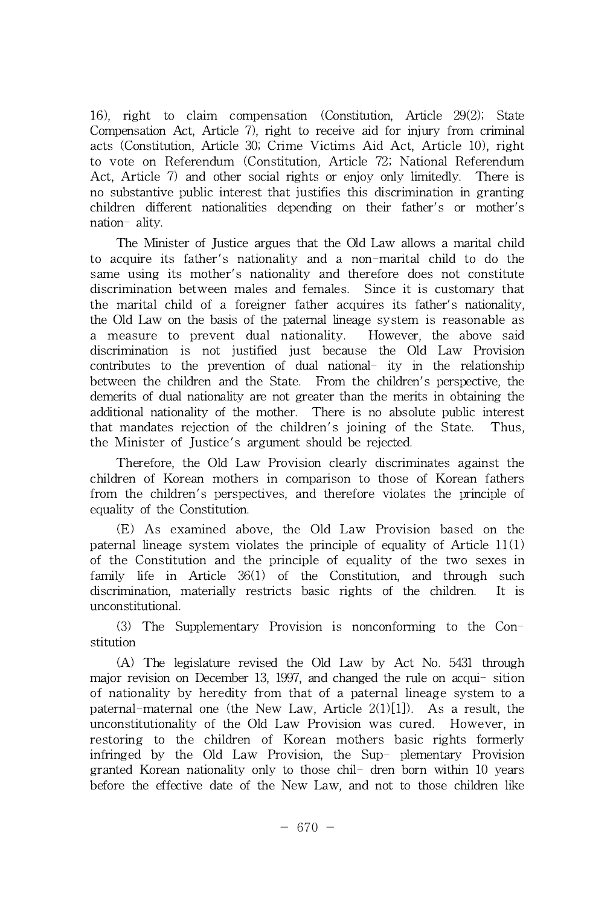16), right to claim compensation (Constitution, Article 29(2); State Compensation Act, Article 7), right to receive aid for injury from criminal acts (Constitution, Article 30; Crime Victims Aid Act, Article 10), right to vote on Referendum (Constitution, Article 72; National Referendum Act, Article 7) and other social rights or enjoy only limitedly. There is no substantive public interest that justifies this discrimination in granting children different nationalities depending on their father's or mother's nation- ality.

The Minister of Justice argues that the Old Law allows a marital child to acquire its father's nationality and a non-marital child to do the same using its mother's nationality and therefore does not constitute discrimination between males and females. Since it is customary that the marital child of a foreigner father acquires its father's nationality, the Old Law on the basis of the paternal lineage system is reasonable as a measure to prevent dual nationality. However, the above said discrimination is not justified just because the Old Law Provision contributes to the prevention of dual national- ity in the relationship between the children and the State. From the children's perspective, the demerits of dual nationality are not greater than the merits in obtaining the additional nationality of the mother. There is no absolute public interest that mandates rejection of the children's joining of the State. Thus, the Minister of Justice's argument should be rejected.

Therefore, the Old Law Provision clearly discriminates against the children of Korean mothers in comparison to those of Korean fathers from the children's perspectives, and therefore violates the principle of equality of the Constitution.

(E) As examined above, the Old Law Provision based on the paternal lineage system violates the principle of equality of Article 11(1) of the Constitution and the principle of equality of the two sexes in family life in Article 36(1) of the Constitution, and through such discrimination, materially restricts basic rights of the children. It is unconstitutional.

(3) The Supplementary Provision is nonconforming to the Con- stitution

(A) The legislature revised the Old Law by Act No. 5431 through major revision on December 13, 1997, and changed the rule on acqui- sition of nationality by heredity from that of a paternal lineage system to a paternal-maternal one (the New Law, Article 2(1)[1]). As a result, the unconstitutionality of the Old Law Provision was cured. However, in restoring to the children of Korean mothers basic rights formerly infringed by the Old Law Provision, the Sup- plementary Provision granted Korean nationality only to those chil- dren born within 10 years before the effective date of the New Law, and not to those children like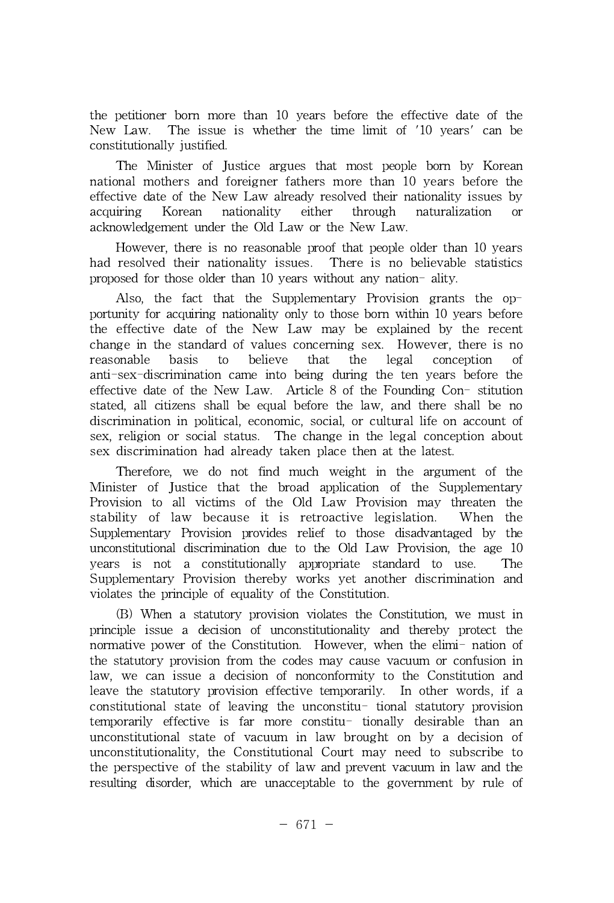the petitioner born more than 10 years before the effective date of the New Law. The issue is whether the time limit of '10 years' can be constitutionally justified.

The Minister of Justice argues that most people born by Korean national mothers and foreigner fathers more than 10 years before the effective date of the New Law already resolved their nationality issues by acquiring Korean nationality either through naturalization or acknowledgement under the Old Law or the New Law.

However, there is no reasonable proof that people older than 10 years had resolved their nationality issues. There is no believable statistics proposed for those older than 10 years without any nation- ality.

Also, the fact that the Supplementary Provision grants the op- portunity for acquiring nationality only to those born within 10 years before the effective date of the New Law may be explained by the recent change in the standard of values concerning sex. However, there is no reasonable basis to believe that the legal conception of anti-sex-discrimination came into being during the ten years before the effective date of the New Law. Article 8 of the Founding Con- stitution stated, all citizens shall be equal before the law, and there shall be no discrimination in political, economic, social, or cultural life on account of sex, religion or social status. The change in the legal conception about sex discrimination had already taken place then at the latest.

Therefore, we do not find much weight in the argument of the Minister of Justice that the broad application of the Supplementary Provision to all victims of the Old Law Provision may threaten the stability of law because it is retroactive legislation. When the Supplementary Provision provides relief to those disadvantaged by the unconstitutional discrimination due to the Old Law Provision, the age 10 years is not a constitutionally appropriate standard to use. The Supplementary Provision thereby works yet another discrimination and violates the principle of equality of the Constitution.

(B) When a statutory provision violates the Constitution, we must in principle issue a decision of unconstitutionality and thereby protect the normative power of the Constitution. However, when the elimi- nation of the statutory provision from the codes may cause vacuum or confusion in law, we can issue a decision of nonconformity to the Constitution and leave the statutory provision effective temporarily. In other words, if a constitutional state of leaving the unconstitu- tional statutory provision temporarily effective is far more constitu- tionally desirable than an unconstitutional state of vacuum in law brought on by a decision of unconstitutionality, the Constitutional Court may need to subscribe to the perspective of the stability of law and prevent vacuum in law and the resulting disorder, which are unacceptable to the government by rule of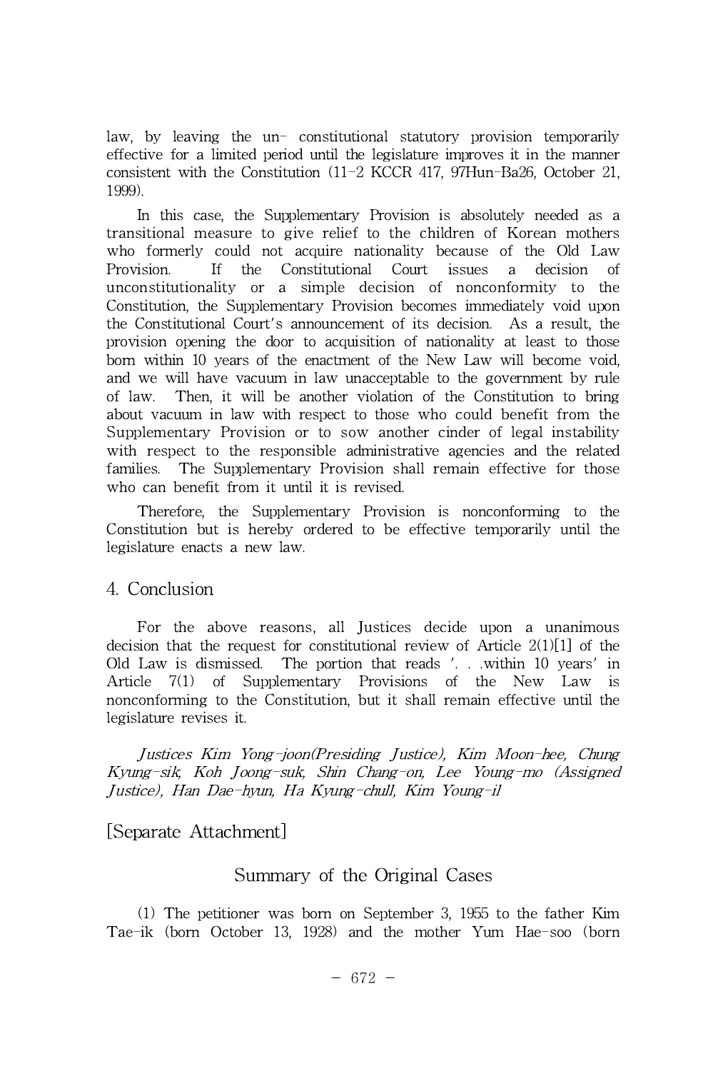law, by leaving the un- constitutional statutory provision temporarily effective for a limited period until the legislature improves it in the manner consistent with the Constitution (11-2 KCCR 417, 97Hun-Ba26, October 21, 1999).

In this case, the Supplementary Provision is absolutely needed as a transitional measure to give relief to the children of Korean mothers who formerly could not acquire nationality because of the Old Law Provision. If the Constitutional Court issues a decision of unconstitutionality or a simple decision of nonconformity to the Constitution, the Supplementary Provision becomes immediately void upon the Constitutional Court's announcement of its decision. As a result, the provision opening the door to acquisition of nationality at least to those born within 10 years of the enactment of the New Law will become void, and we will have vacuum in law unacceptable to the government by rule of law. Then, it will be another violation of the Constitution to bring about vacuum in law with respect to those who could benefit from the Supplementary Provision or to sow another cinder of legal instability with respect to the responsible administrative agencies and the related families. The Supplementary Provision shall remain effective for those who can benefit from it until it is revised.

Therefore, the Supplementary Provision is nonconforming to the Constitution but is hereby ordered to be effective temporarily until the legislature enacts a new law.

## 4. Conclusion

For the above reasons, all Justices decide upon a unanimous decision that the request for constitutional review of Article 2(1)[1] of the Old Law is dismissed. The portion that reads '. . .within 10 years' in Article 7(1) of Supplementary Provisions of the New Law is nonconforming to the Constitution, but it shall remain effective until the legislature revises it.

*Justices Kim Yong-joon(Presiding Justice), Kim Moon-hee, Chung Kyung-sik, Koh Joong-suk, Shin Chang-on, Lee Young-mo (Assigned Justice), Han Dae-hyun, Ha Kyung-chull, Kim Young-il*

## [Separate Attachment]

### Summary of the Original Cases

(1) The petitioner was born on September 3, 1955 to the father Kim Tae-ik (born October 13, 1928) and the mother Yum Hae-soo (born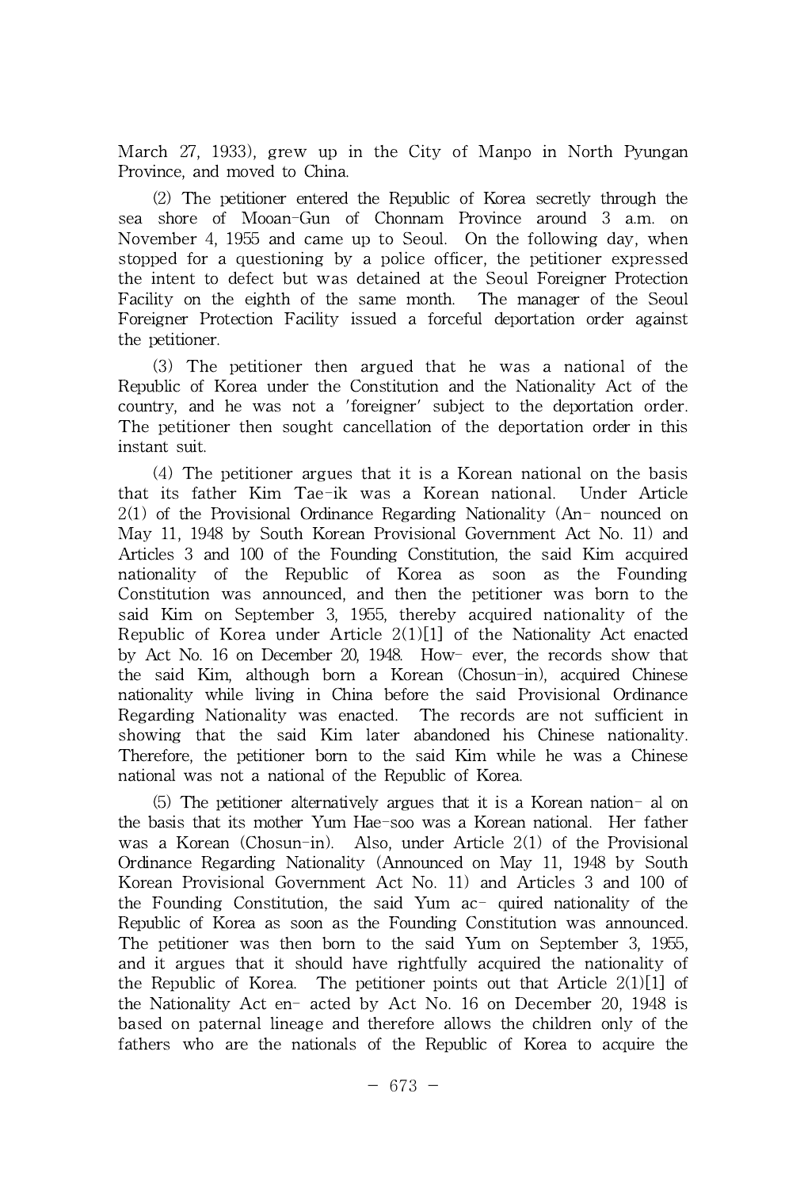March 27, 1933), grew up in the City of Manpo in North Pyungan Province, and moved to China.

(2) The petitioner entered the Republic of Korea secretly through the sea shore of Mooan-Gun of Chonnam Province around 3 a.m. on November 4, 1955 and came up to Seoul. On the following day, when stopped for a questioning by a police officer, the petitioner expressed the intent to defect but was detained at the Seoul Foreigner Protection Facility on the eighth of the same month. The manager of the Seoul Foreigner Protection Facility issued a forceful deportation order against the petitioner.

(3) The petitioner then argued that he was a national of the Republic of Korea under the Constitution and the Nationality Act of the country, and he was not a 'foreigner' subject to the deportation order. The petitioner then sought cancellation of the deportation order in this instant suit.

(4) The petitioner argues that it is a Korean national on the basis that its father Kim Tae-ik was a Korean national. Under Article 2(1) of the Provisional Ordinance Regarding Nationality (An- nounced on May 11, 1948 by South Korean Provisional Government Act No. 11) and Articles 3 and 100 of the Founding Constitution, the said Kim acquired nationality of the Republic of Korea as soon as the Founding Constitution was announced, and then the petitioner was born to the said Kim on September 3, 1955, thereby acquired nationality of the Republic of Korea under Article 2(1)[1] of the Nationality Act enacted by Act No. 16 on December 20, 1948. How- ever, the records show that the said Kim, although born a Korean (Chosun-in), acquired Chinese nationality while living in China before the said Provisional Ordinance Regarding Nationality was enacted. The records are not sufficient in showing that the said Kim later abandoned his Chinese nationality. Therefore, the petitioner born to the said Kim while he was a Chinese national was not a national of the Republic of Korea.

(5) The petitioner alternatively argues that it is a Korean nation- al on the basis that its mother Yum Hae-soo was a Korean national. Her father was a Korean (Chosun-in). Also, under Article 2(1) of the Provisional Ordinance Regarding Nationality (Announced on May 11, 1948 by South Korean Provisional Government Act No. 11) and Articles 3 and 100 of the Founding Constitution, the said Yum ac- quired nationality of the Republic of Korea as soon as the Founding Constitution was announced. The petitioner was then born to the said Yum on September 3, 1955, and it argues that it should have rightfully acquired the nationality of the Republic of Korea. The petitioner points out that Article 2(1)[1] of the Nationality Act en- acted by Act No. 16 on December 20, 1948 is based on paternal lineage and therefore allows the children only of the fathers who are the nationals of the Republic of Korea to acquire the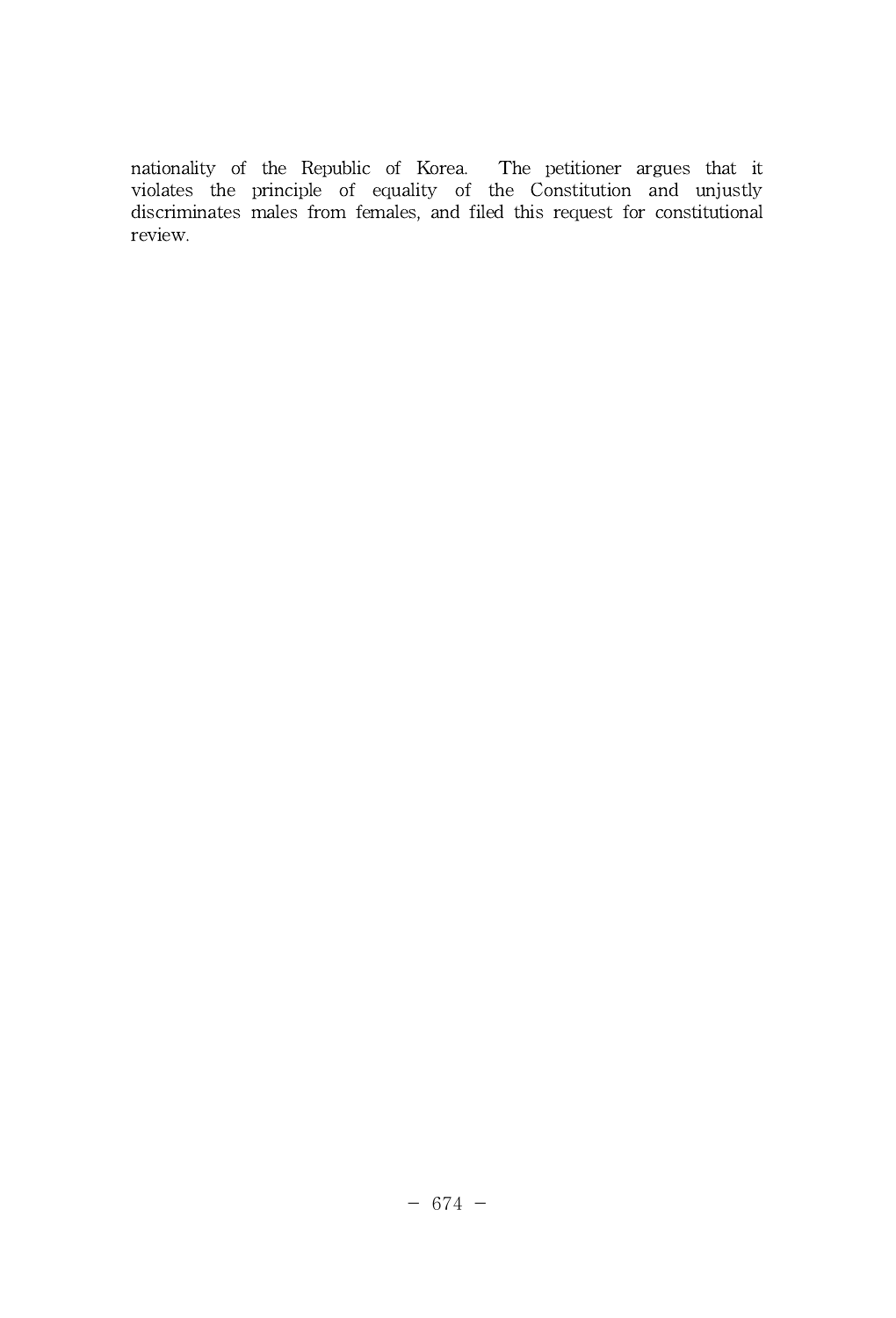nationality of the Republic of Korea. The petitioner argues that it violates the principle of equality of the Constitution and unjustly discriminates males from females, and filed this request for constitutional review.